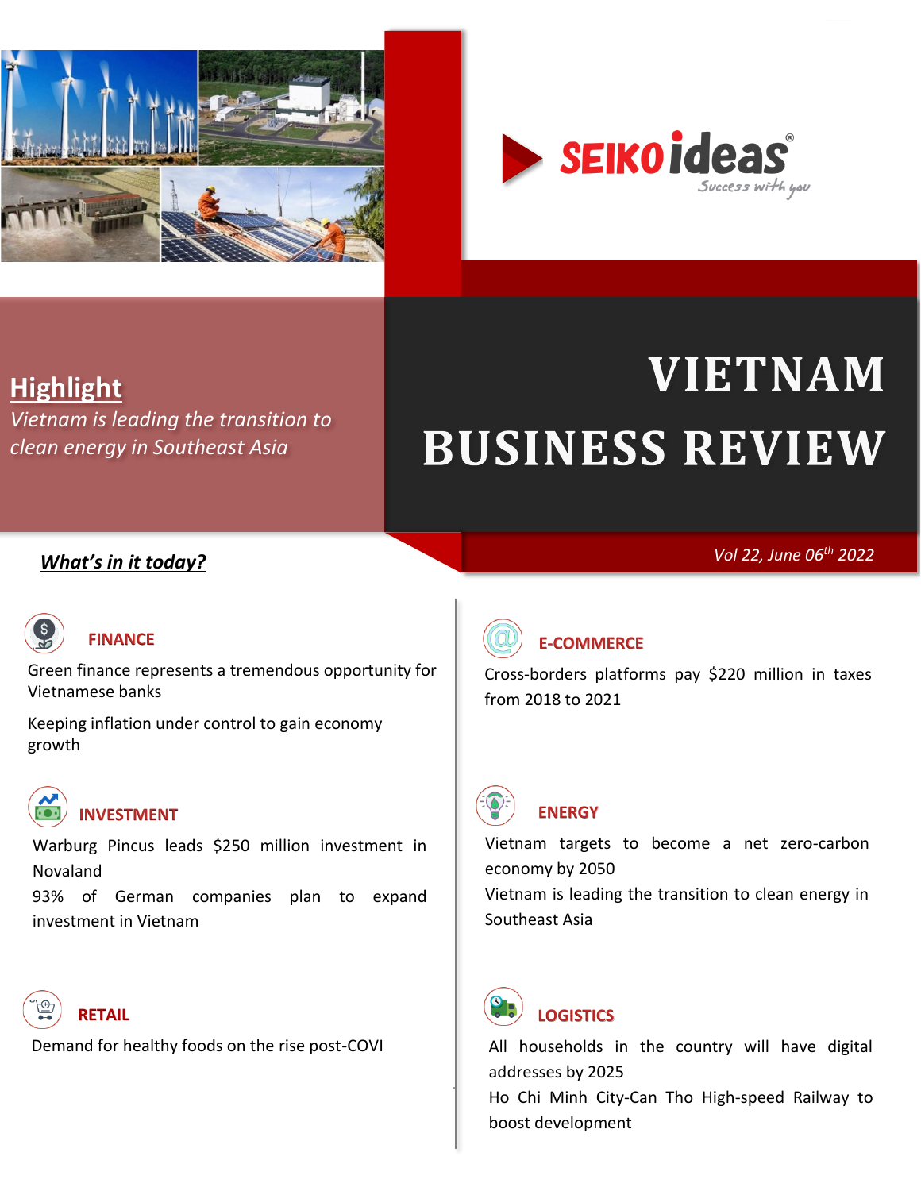SEIKO ideas
Success with you

# VIETNAM BUSINESS REVIEW

*Vol 22, June 06th 2022*

## Highlight

*Vietnam is leading the transition to clean energy in Southeast Asia*

## *What's in it today?*

### FINANCE

Green finance represents a tremendous opportunity for Vietnamese banks

Keeping inflation under control to gain economy growth

### INVESTMENT

Warburg Pincus leads $250 million investment in Novaland

93% of German companies plan to expand investment in Vietnam

### RETAIL

Demand for healthy foods on the rise post-COVI

### E-COMMERCE

Cross-borders platforms pay $220 million in taxes from 2018 to 2021

### ENERGY

Vietnam targets to become a net zero-carbon economy by 2050

Vietnam is leading the transition to clean energy in Southeast Asia

### LOGISTICS

All households in the country will have digital addresses by 2025

Ho Chi Minh City-Can Tho High-speed Railway to boost development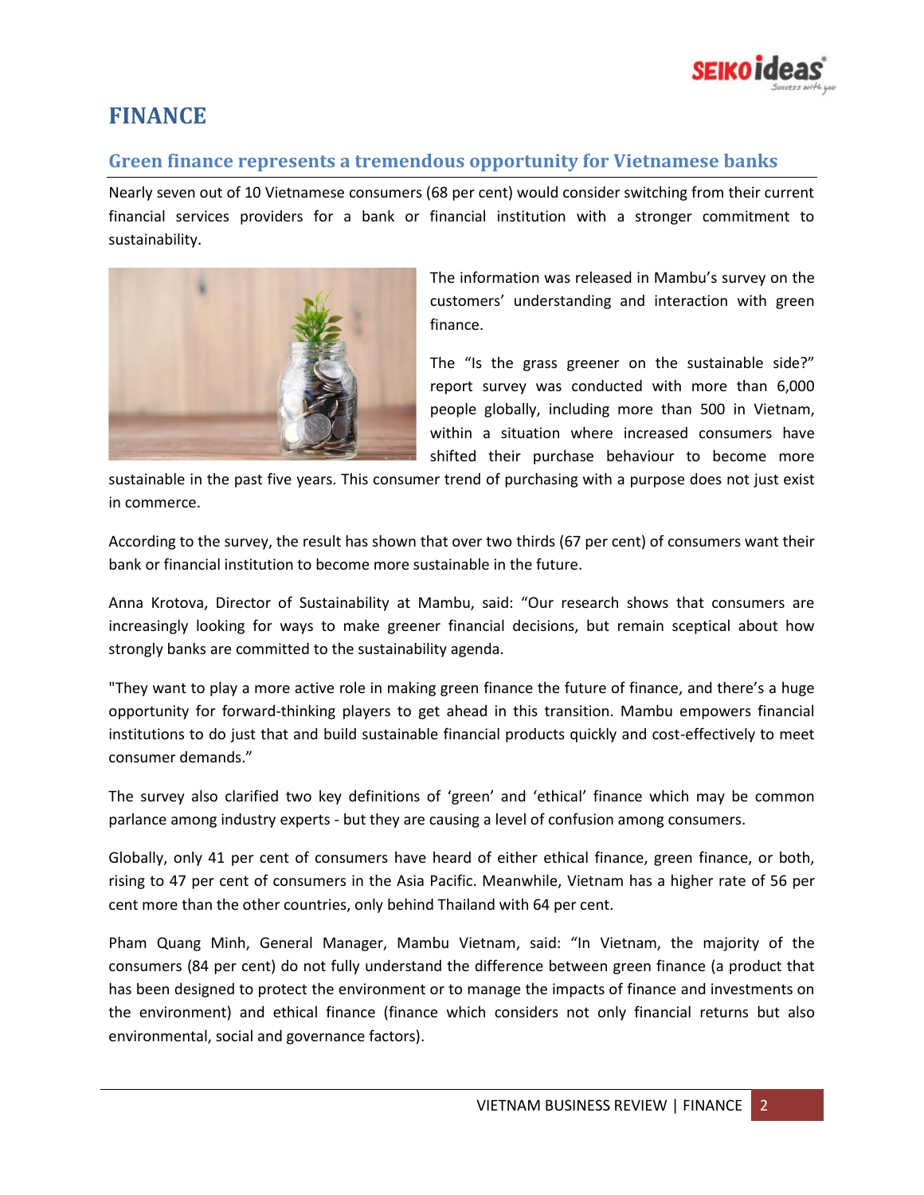# FINANCE

## Green finance represents a tremendous opportunity for Vietnamese banks

Nearly seven out of 10 Vietnamese consumers (68 per cent) would consider switching from their current financial services providers for a bank or financial institution with a stronger commitment to sustainability.

The information was released in Mambu's survey on the customers' understanding and interaction with green finance.

The "Is the grass greener on the sustainable side?" report survey was conducted with more than 6,000 people globally, including more than 500 in Vietnam, within a situation where increased consumers have shifted their purchase behaviour to become more sustainable in the past five years. This consumer trend of purchasing with a purpose does not just exist in commerce.

According to the survey, the result has shown that over two thirds (67 per cent) of consumers want their bank or financial institution to become more sustainable in the future.

Anna Krotova, Director of Sustainability at Mambu, said: "Our research shows that consumers are increasingly looking for ways to make greener financial decisions, but remain sceptical about how strongly banks are committed to the sustainability agenda.

"They want to play a more active role in making green finance the future of finance, and there's a huge opportunity for forward-thinking players to get ahead in this transition. Mambu empowers financial institutions to do just that and build sustainable financial products quickly and cost-effectively to meet consumer demands."

The survey also clarified two key definitions of 'green' and 'ethical' finance which may be common parlance among industry experts - but they are causing a level of confusion among consumers.

Globally, only 41 per cent of consumers have heard of either ethical finance, green finance, or both, rising to 47 per cent of consumers in the Asia Pacific. Meanwhile, Vietnam has a higher rate of 56 per cent more than the other countries, only behind Thailand with 64 per cent.

Pham Quang Minh, General Manager, Mambu Vietnam, said: "In Vietnam, the majority of the consumers (84 per cent) do not fully understand the difference between green finance (a product that has been designed to protect the environment or to manage the impacts of finance and investments on the environment) and ethical finance (finance which considers not only financial returns but also environmental, social and governance factors).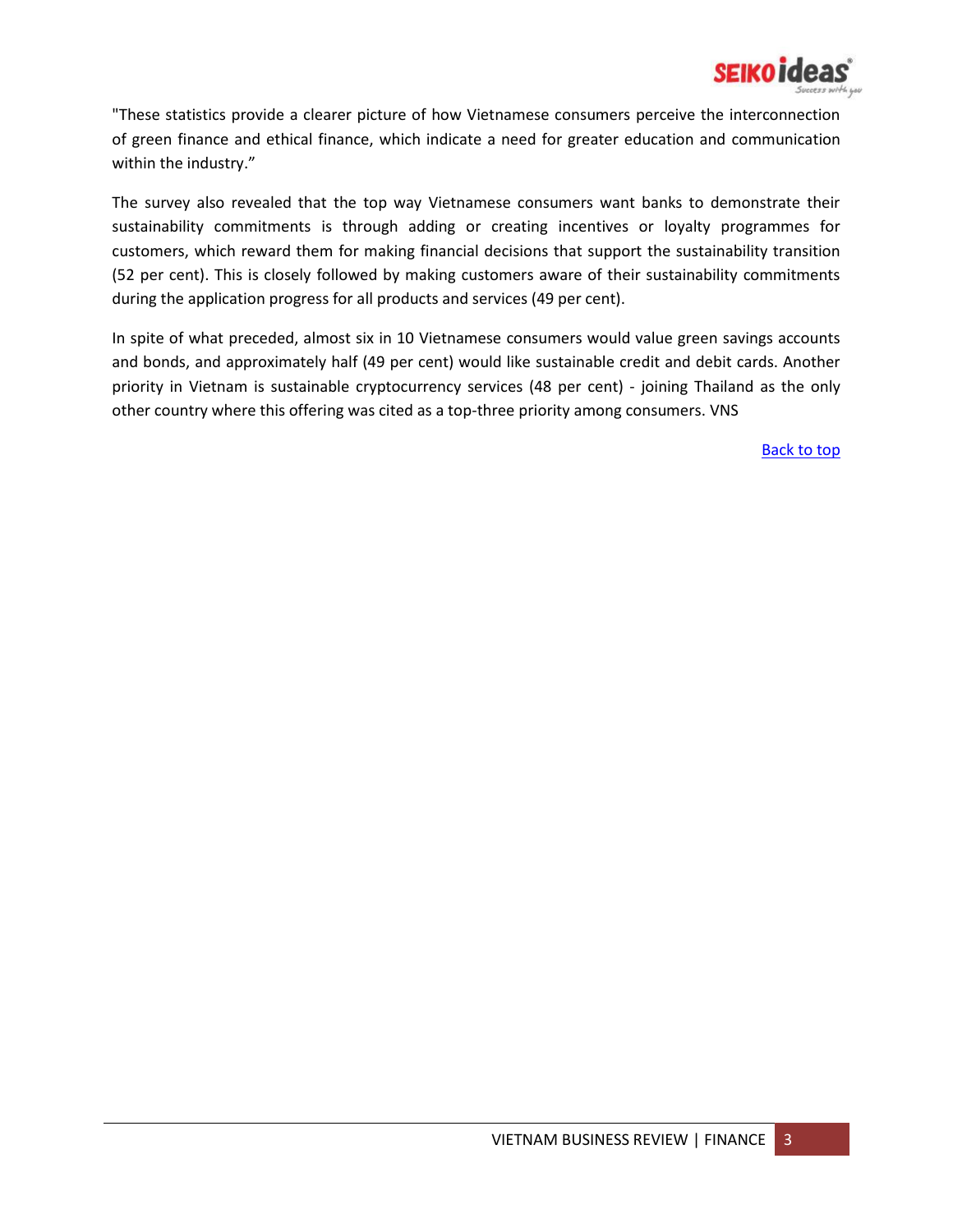"These statistics provide a clearer picture of how Vietnamese consumers perceive the interconnection of green finance and ethical finance, which indicate a need for greater education and communication within the industry."

The survey also revealed that the top way Vietnamese consumers want banks to demonstrate their sustainability commitments is through adding or creating incentives or loyalty programmes for customers, which reward them for making financial decisions that support the sustainability transition (52 per cent). This is closely followed by making customers aware of their sustainability commitments during the application progress for all products and services (49 per cent).

In spite of what preceded, almost six in 10 Vietnamese consumers would value green savings accounts and bonds, and approximately half (49 per cent) would like sustainable credit and debit cards. Another priority in Vietnam is sustainable cryptocurrency services (48 per cent) - joining Thailand as the only other country where this offering was cited as a top-three priority among consumers. VNS

Back to top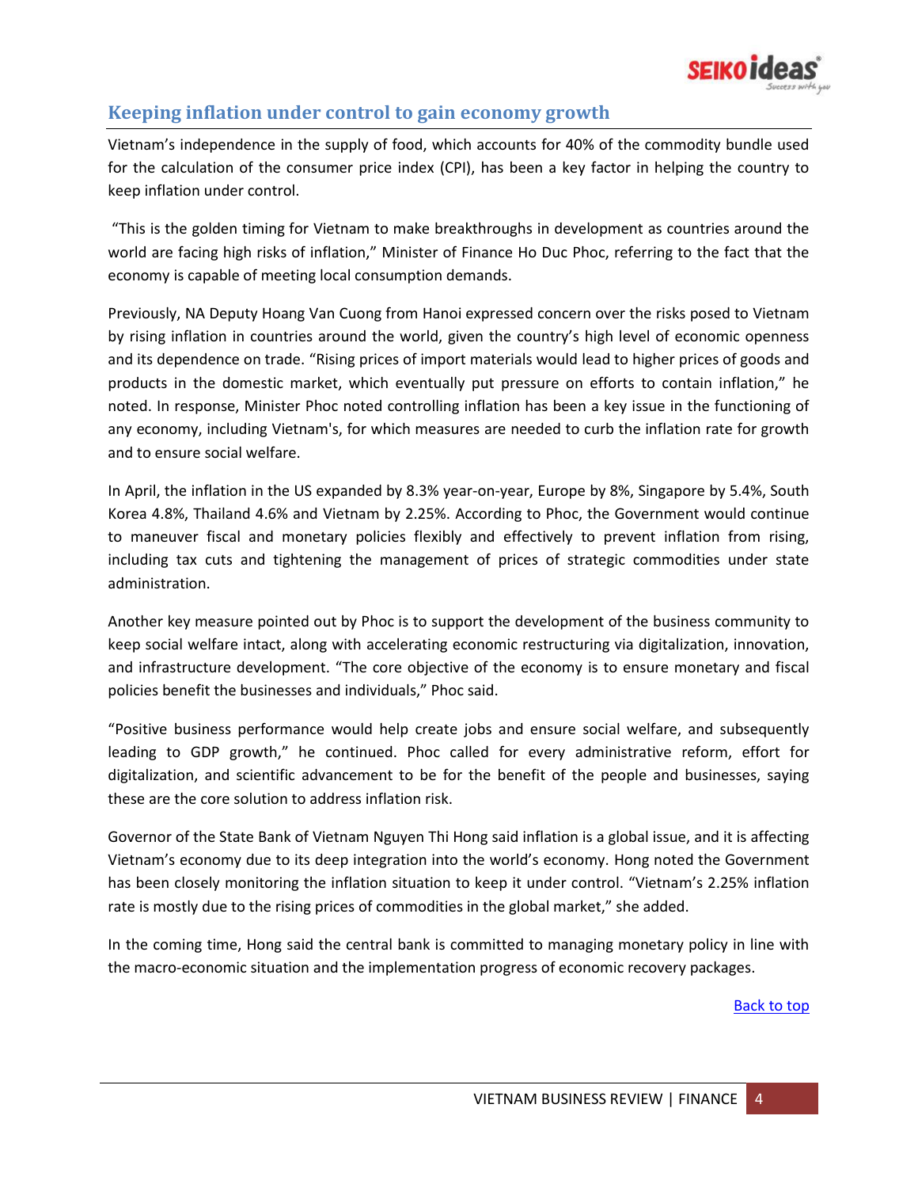## Keeping inflation under control to gain economy growth

Vietnam's independence in the supply of food, which accounts for 40% of the commodity bundle used for the calculation of the consumer price index (CPI), has been a key factor in helping the country to keep inflation under control.

"This is the golden timing for Vietnam to make breakthroughs in development as countries around the world are facing high risks of inflation," Minister of Finance Ho Duc Phoc, referring to the fact that the economy is capable of meeting local consumption demands.

Previously, NA Deputy Hoang Van Cuong from Hanoi expressed concern over the risks posed to Vietnam by rising inflation in countries around the world, given the country's high level of economic openness and its dependence on trade. "Rising prices of import materials would lead to higher prices of goods and products in the domestic market, which eventually put pressure on efforts to contain inflation," he noted. In response, Minister Phoc noted controlling inflation has been a key issue in the functioning of any economy, including Vietnam's, for which measures are needed to curb the inflation rate for growth and to ensure social welfare.

In April, the inflation in the US expanded by 8.3% year-on-year, Europe by 8%, Singapore by 5.4%, South Korea 4.8%, Thailand 4.6% and Vietnam by 2.25%. According to Phoc, the Government would continue to maneuver fiscal and monetary policies flexibly and effectively to prevent inflation from rising, including tax cuts and tightening the management of prices of strategic commodities under state administration.

Another key measure pointed out by Phoc is to support the development of the business community to keep social welfare intact, along with accelerating economic restructuring via digitalization, innovation, and infrastructure development. "The core objective of the economy is to ensure monetary and fiscal policies benefit the businesses and individuals," Phoc said.

"Positive business performance would help create jobs and ensure social welfare, and subsequently leading to GDP growth," he continued. Phoc called for every administrative reform, effort for digitalization, and scientific advancement to be for the benefit of the people and businesses, saying these are the core solution to address inflation risk.

Governor of the State Bank of Vietnam Nguyen Thi Hong said inflation is a global issue, and it is affecting Vietnam's economy due to its deep integration into the world's economy. Hong noted the Government has been closely monitoring the inflation situation to keep it under control. "Vietnam's 2.25% inflation rate is mostly due to the rising prices of commodities in the global market," she added.

In the coming time, Hong said the central bank is committed to managing monetary policy in line with the macro-economic situation and the implementation progress of economic recovery packages.

Back to top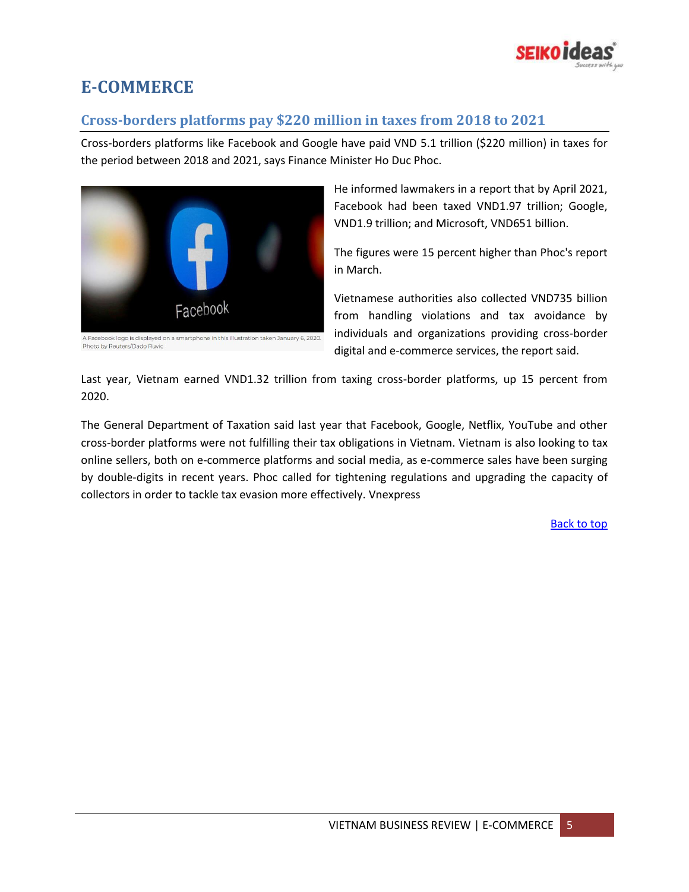# E-COMMERCE

## Cross-borders platforms pay $220 million in taxes from 2018 to 2021

Cross-borders platforms like Facebook and Google have paid VND 5.1 trillion ($220 million) in taxes for the period between 2018 and 2021, says Finance Minister Ho Duc Phoc.

A Facebook logo is displayed on a smartphone in this illustration taken January 6, 2020. Photo by Reuters/Dado Ruvic

He informed lawmakers in a report that by April 2021, Facebook had been taxed VND1.97 trillion; Google, VND1.9 trillion; and Microsoft, VND651 billion.

The figures were 15 percent higher than Phoc's report in March.

Vietnamese authorities also collected VND735 billion from handling violations and tax avoidance by individuals and organizations providing cross-border digital and e-commerce services, the report said.

Last year, Vietnam earned VND1.32 trillion from taxing cross-border platforms, up 15 percent from 2020.

The General Department of Taxation said last year that Facebook, Google, Netflix, YouTube and other cross-border platforms were not fulfilling their tax obligations in Vietnam. Vietnam is also looking to tax online sellers, both on e-commerce platforms and social media, as e-commerce sales have been surging by double-digits in recent years. Phoc called for tightening regulations and upgrading the capacity of collectors in order to tackle tax evasion more effectively. Vnexpress

Back to top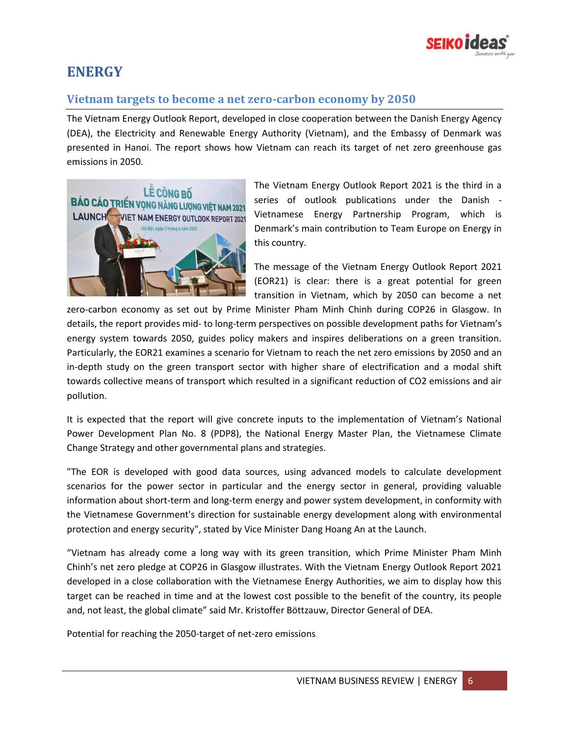# ENERGY

## Vietnam targets to become a net zero-carbon economy by 2050

The Vietnam Energy Outlook Report, developed in close cooperation between the Danish Energy Agency (DEA), the Electricity and Renewable Energy Authority (Vietnam), and the Embassy of Denmark was presented in Hanoi. The report shows how Vietnam can reach its target of net zero greenhouse gas emissions in 2050.

The Vietnam Energy Outlook Report 2021 is the third in a series of outlook publications under the Danish - Vietnamese Energy Partnership Program, which is Denmark's main contribution to Team Europe on Energy in this country.

The message of the Vietnam Energy Outlook Report 2021 (EOR21) is clear: there is a great potential for green transition in Vietnam, which by 2050 can become a net zero-carbon economy as set out by Prime Minister Pham Minh Chinh during COP26 in Glasgow. In details, the report provides mid- to long-term perspectives on possible development paths for Vietnam's energy system towards 2050, guides policy makers and inspires deliberations on a green transition. Particularly, the EOR21 examines a scenario for Vietnam to reach the net zero emissions by 2050 and an in-depth study on the green transport sector with higher share of electrification and a modal shift towards collective means of transport which resulted in a significant reduction of $CO_2$ emissions and air pollution.

It is expected that the report will give concrete inputs to the implementation of Vietnam's National Power Development Plan No. 8 (PDP8), the National Energy Master Plan, the Vietnamese Climate Change Strategy and other governmental plans and strategies.

"The EOR is developed with good data sources, using advanced models to calculate development scenarios for the power sector in particular and the energy sector in general, providing valuable information about short-term and long-term energy and power system development, in conformity with the Vietnamese Government's direction for sustainable energy development along with environmental protection and energy security", stated by Vice Minister Dang Hoang An at the Launch.

"Vietnam has already come a long way with its green transition, which Prime Minister Pham Minh Chinh's net zero pledge at COP26 in Glasgow illustrates. With the Vietnam Energy Outlook Report 2021 developed in a close collaboration with the Vietnamese Energy Authorities, we aim to display how this target can be reached in time and at the lowest cost possible to the benefit of the country, its people and, not least, the global climate" said Mr. Kristoffer Böttzauw, Director General of DEA.

Potential for reaching the 2050-target of net-zero emissions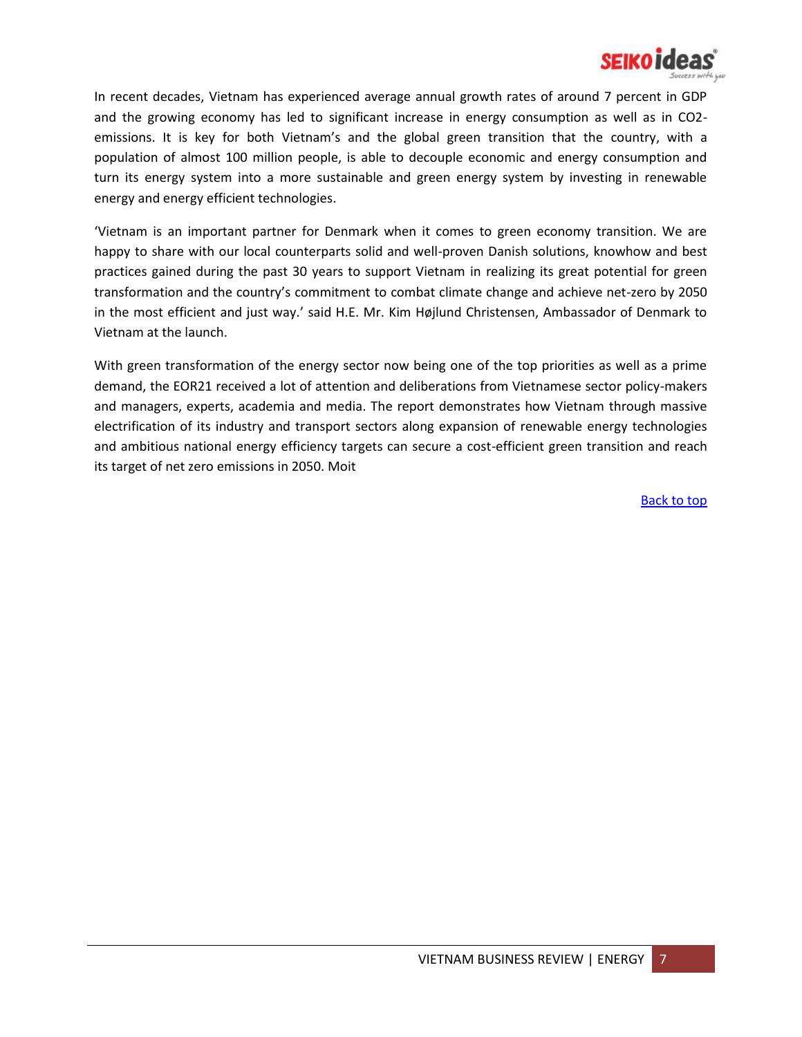In recent decades, Vietnam has experienced average annual growth rates of around 7 percent in GDP and the growing economy has led to significant increase in energy consumption as well as in $CO_2$-emissions. It is key for both Vietnam's and the global green transition that the country, with a population of almost 100 million people, is able to decouple economic and energy consumption and turn its energy system into a more sustainable and green energy system by investing in renewable energy and energy efficient technologies.

'Vietnam is an important partner for Denmark when it comes to green economy transition. We are happy to share with our local counterparts solid and well-proven Danish solutions, knowhow and best practices gained during the past 30 years to support Vietnam in realizing its great potential for green transformation and the country's commitment to combat climate change and achieve net-zero by 2050 in the most efficient and just way.' said H.E. Mr. Kim Højlund Christensen, Ambassador of Denmark to Vietnam at the launch.

With green transformation of the energy sector now being one of the top priorities as well as a prime demand, the EOR21 received a lot of attention and deliberations from Vietnamese sector policy-makers and managers, experts, academia and media. The report demonstrates how Vietnam through massive electrification of its industry and transport sectors along expansion of renewable energy technologies and ambitious national energy efficiency targets can secure a cost-efficient green transition and reach its target of net zero emissions in 2050. Moit

Back to top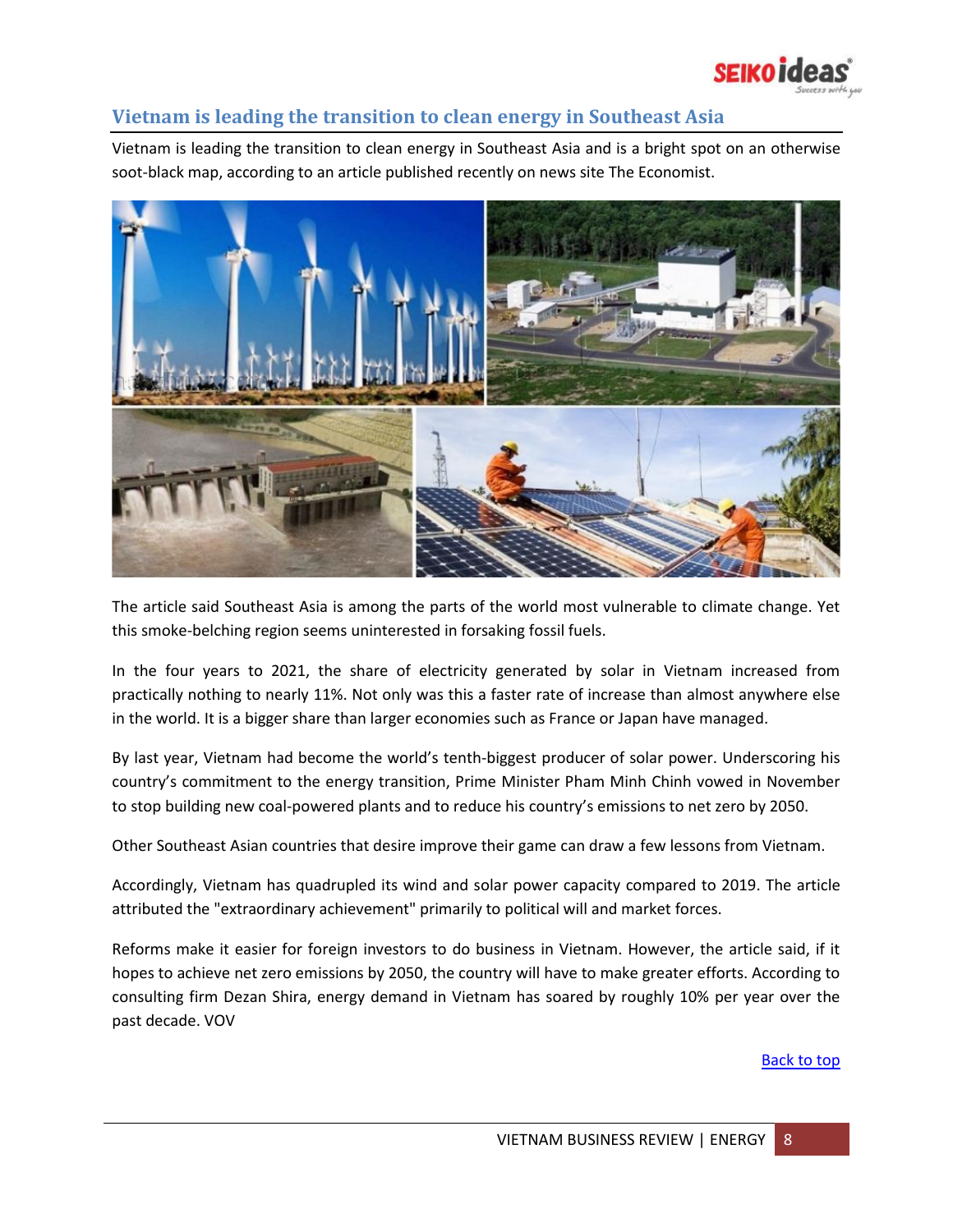## Vietnam is leading the transition to clean energy in Southeast Asia

Vietnam is leading the transition to clean energy in Southeast Asia and is a bright spot on an otherwise soot-black map, according to an article published recently on news site The Economist.

The article said Southeast Asia is among the parts of the world most vulnerable to climate change. Yet this smoke-belching region seems uninterested in forsaking fossil fuels.

In the four years to 2021, the share of electricity generated by solar in Vietnam increased from practically nothing to nearly 11%. Not only was this a faster rate of increase than almost anywhere else in the world. It is a bigger share than larger economies such as France or Japan have managed.

By last year, Vietnam had become the world's tenth-biggest producer of solar power. Underscoring his country's commitment to the energy transition, Prime Minister Pham Minh Chinh vowed in November to stop building new coal-powered plants and to reduce his country's emissions to net zero by 2050.

Other Southeast Asian countries that desire improve their game can draw a few lessons from Vietnam.

Accordingly, Vietnam has quadrupled its wind and solar power capacity compared to 2019. The article attributed the "extraordinary achievement" primarily to political will and market forces.

Reforms make it easier for foreign investors to do business in Vietnam. However, the article said, if it hopes to achieve net zero emissions by 2050, the country will have to make greater efforts. According to consulting firm Dezan Shira, energy demand in Vietnam has soared by roughly 10% per year over the past decade. VOV

Back to top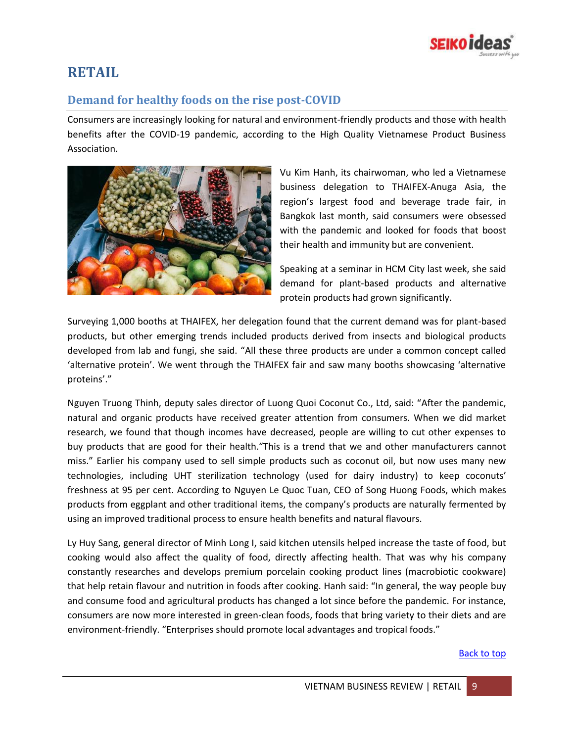# RETAIL

## Demand for healthy foods on the rise post-COVID

Consumers are increasingly looking for natural and environment-friendly products and those with health benefits after the COVID-19 pandemic, according to the High Quality Vietnamese Product Business Association.

Vu Kim Hanh, its chairwoman, who led a Vietnamese business delegation to THAIFEX-Anuga Asia, the region's largest food and beverage trade fair, in Bangkok last month, said consumers were obsessed with the pandemic and looked for foods that boost their health and immunity but are convenient.

Speaking at a seminar in HCM City last week, she said demand for plant-based products and alternative protein products had grown significantly.

Surveying 1,000 booths at THAIFEX, her delegation found that the current demand was for plant-based products, but other emerging trends included products derived from insects and biological products developed from lab and fungi, she said. "All these three products are under a common concept called 'alternative protein'. We went through the THAIFEX fair and saw many booths showcasing 'alternative proteins'."

Nguyen Truong Thinh, deputy sales director of Luong Quoi Coconut Co., Ltd, said: "After the pandemic, natural and organic products have received greater attention from consumers. When we did market research, we found that though incomes have decreased, people are willing to cut other expenses to buy products that are good for their health."This is a trend that we and other manufacturers cannot miss." Earlier his company used to sell simple products such as coconut oil, but now uses many new technologies, including UHT sterilization technology (used for dairy industry) to keep coconuts' freshness at 95 per cent. According to Nguyen Le Quoc Tuan, CEO of Song Huong Foods, which makes products from eggplant and other traditional items, the company's products are naturally fermented by using an improved traditional process to ensure health benefits and natural flavours.

Ly Huy Sang, general director of Minh Long I, said kitchen utensils helped increase the taste of food, but cooking would also affect the quality of food, directly affecting health. That was why his company constantly researches and develops premium porcelain cooking product lines (macrobiotic cookware) that help retain flavour and nutrition in foods after cooking. Hanh said: "In general, the way people buy and consume food and agricultural products has changed a lot since before the pandemic. For instance, consumers are now more interested in green-clean foods, foods that bring variety to their diets and are environment-friendly. "Enterprises should promote local advantages and tropical foods."

Back to top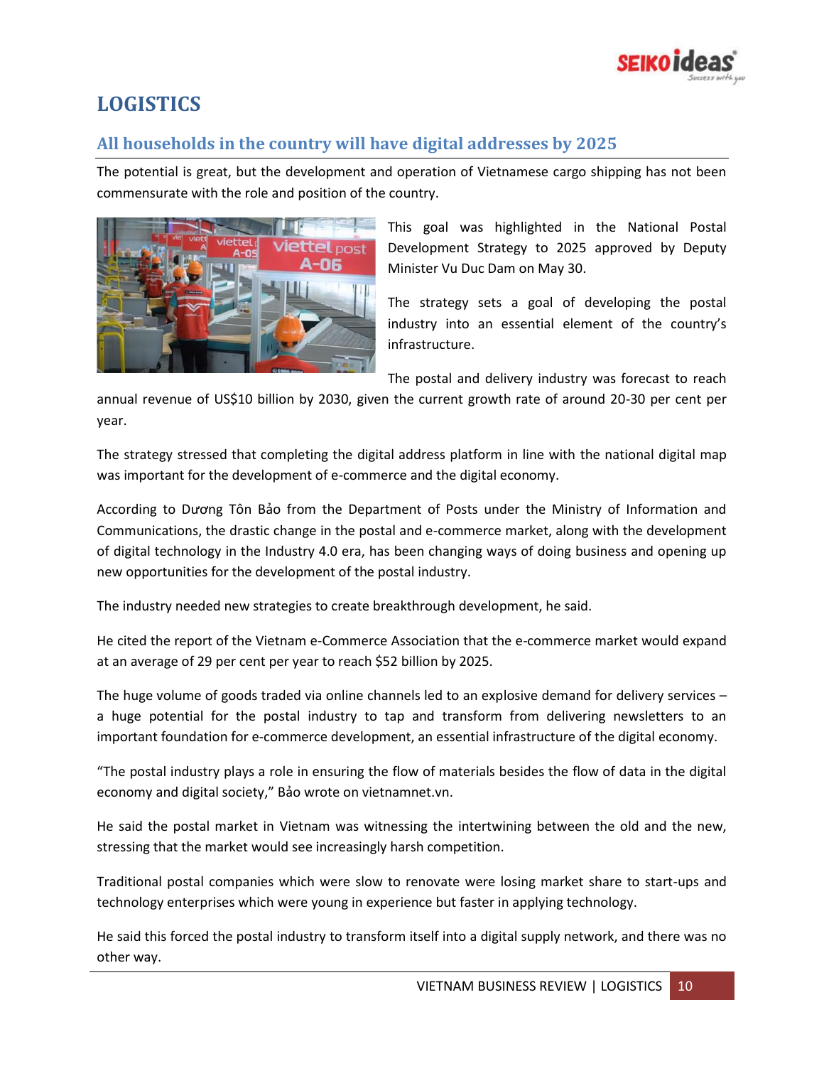# LOGISTICS

## All households in the country will have digital addresses by 2025

The potential is great, but the development and operation of Vietnamese cargo shipping has not been commensurate with the role and position of the country.

This goal was highlighted in the National Postal Development Strategy to 2025 approved by Deputy Minister Vu Duc Dam on May 30.

The strategy sets a goal of developing the postal industry into an essential element of the country's infrastructure.

The postal and delivery industry was forecast to reach annual revenue of US$10 billion by 2030, given the current growth rate of around 20-30 per cent per year.

The strategy stressed that completing the digital address platform in line with the national digital map was important for the development of e-commerce and the digital economy.

According to Dương Tôn Bảo from the Department of Posts under the Ministry of Information and Communications, the drastic change in the postal and e-commerce market, along with the development of digital technology in the Industry 4.0 era, has been changing ways of doing business and opening up new opportunities for the development of the postal industry.

The industry needed new strategies to create breakthrough development, he said.

He cited the report of the Vietnam e-Commerce Association that the e-commerce market would expand at an average of 29 per cent per year to reach $52 billion by 2025.

The huge volume of goods traded via online channels led to an explosive demand for delivery services – a huge potential for the postal industry to tap and transform from delivering newsletters to an important foundation for e-commerce development, an essential infrastructure of the digital economy.

"The postal industry plays a role in ensuring the flow of materials besides the flow of data in the digital economy and digital society," Bảo wrote on vietnamnet.vn.

He said the postal market in Vietnam was witnessing the intertwining between the old and the new, stressing that the market would see increasingly harsh competition.

Traditional postal companies which were slow to renovate were losing market share to start-ups and technology enterprises which were young in experience but faster in applying technology.

He said this forced the postal industry to transform itself into a digital supply network, and there was no other way.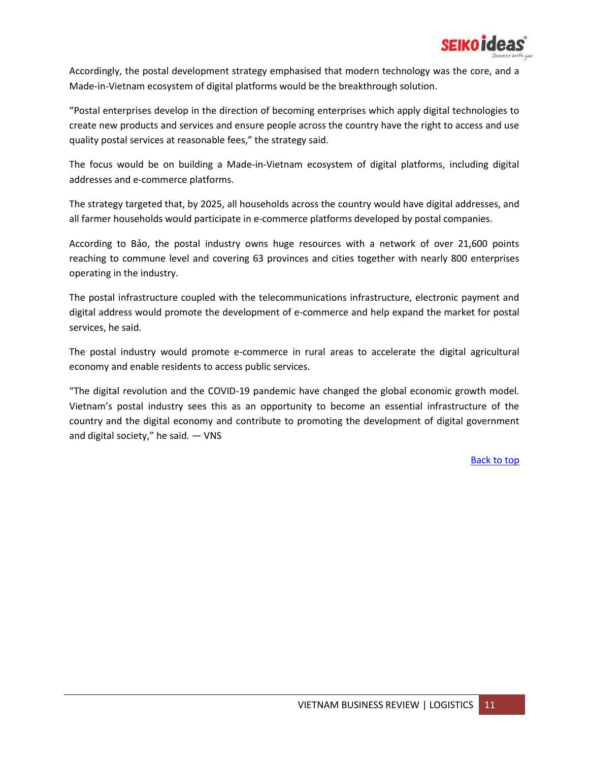Accordingly, the postal development strategy emphasised that modern technology was the core, and a Made-in-Vietnam ecosystem of digital platforms would be the breakthrough solution.

"Postal enterprises develop in the direction of becoming enterprises which apply digital technologies to create new products and services and ensure people across the country have the right to access and use quality postal services at reasonable fees," the strategy said.

The focus would be on building a Made-in-Vietnam ecosystem of digital platforms, including digital addresses and e-commerce platforms.

The strategy targeted that, by 2025, all households across the country would have digital addresses, and all farmer households would participate in e-commerce platforms developed by postal companies.

According to Bảo, the postal industry owns huge resources with a network of over 21,600 points reaching to commune level and covering 63 provinces and cities together with nearly 800 enterprises operating in the industry.

The postal infrastructure coupled with the telecommunications infrastructure, electronic payment and digital address would promote the development of e-commerce and help expand the market for postal services, he said.

The postal industry would promote e-commerce in rural areas to accelerate the digital agricultural economy and enable residents to access public services.

"The digital revolution and the COVID-19 pandemic have changed the global economic growth model. Vietnam's postal industry sees this as an opportunity to become an essential infrastructure of the country and the digital economy and contribute to promoting the development of digital government and digital society," he said. — VNS

Back to top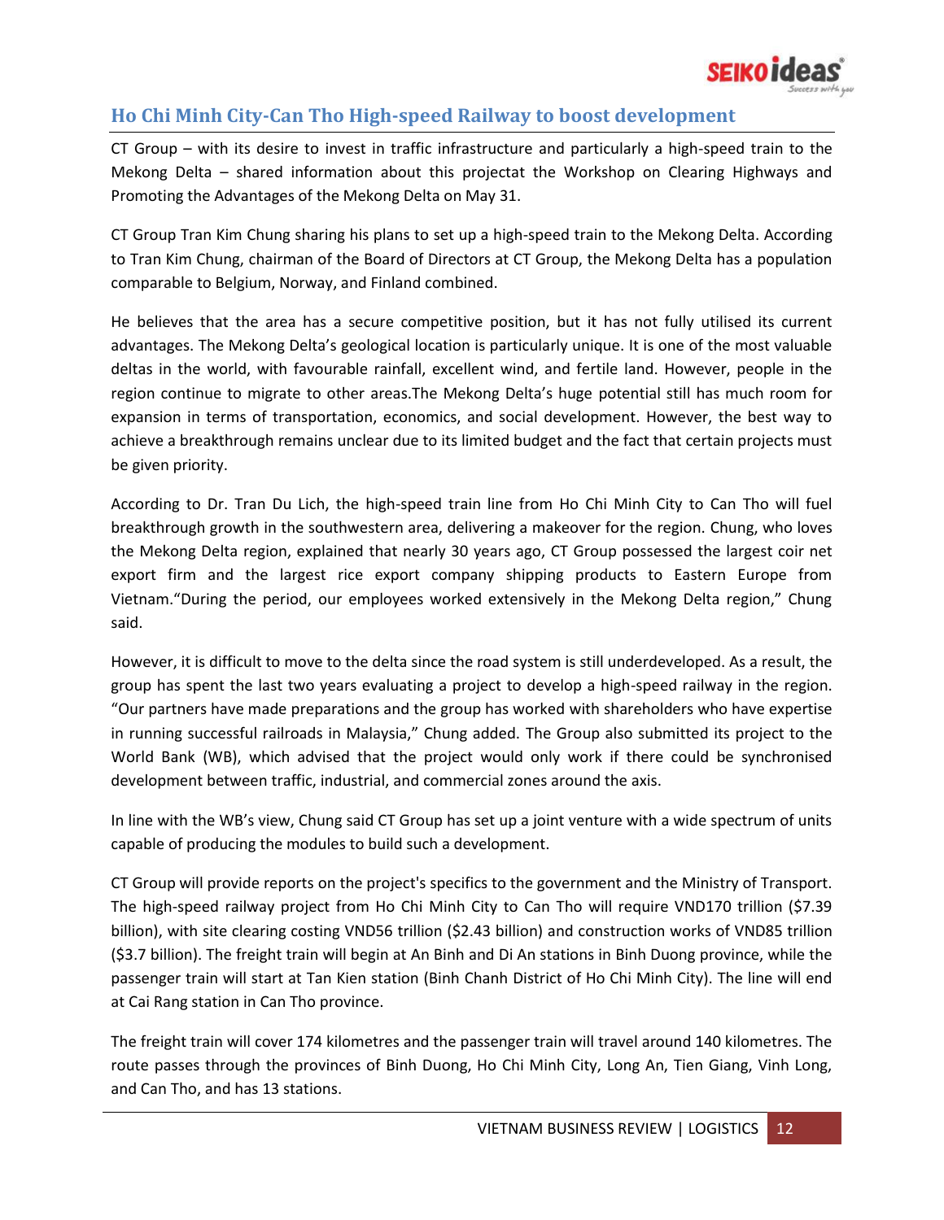## Ho Chi Minh City-Can Tho High-speed Railway to boost development

CT Group – with its desire to invest in traffic infrastructure and particularly a high-speed train to the Mekong Delta – shared information about this projectat the Workshop on Clearing Highways and Promoting the Advantages of the Mekong Delta on May 31.

CT Group Tran Kim Chung sharing his plans to set up a high-speed train to the Mekong Delta. According to Tran Kim Chung, chairman of the Board of Directors at CT Group, the Mekong Delta has a population comparable to Belgium, Norway, and Finland combined.

He believes that the area has a secure competitive position, but it has not fully utilised its current advantages. The Mekong Delta's geological location is particularly unique. It is one of the most valuable deltas in the world, with favourable rainfall, excellent wind, and fertile land. However, people in the region continue to migrate to other areas.The Mekong Delta's huge potential still has much room for expansion in terms of transportation, economics, and social development. However, the best way to achieve a breakthrough remains unclear due to its limited budget and the fact that certain projects must be given priority.

According to Dr. Tran Du Lich, the high-speed train line from Ho Chi Minh City to Can Tho will fuel breakthrough growth in the southwestern area, delivering a makeover for the region. Chung, who loves the Mekong Delta region, explained that nearly 30 years ago, CT Group possessed the largest coir net export firm and the largest rice export company shipping products to Eastern Europe from Vietnam."During the period, our employees worked extensively in the Mekong Delta region," Chung said.

However, it is difficult to move to the delta since the road system is still underdeveloped. As a result, the group has spent the last two years evaluating a project to develop a high-speed railway in the region. "Our partners have made preparations and the group has worked with shareholders who have expertise in running successful railroads in Malaysia," Chung added. The Group also submitted its project to the World Bank (WB), which advised that the project would only work if there could be synchronised development between traffic, industrial, and commercial zones around the axis.

In line with the WB's view, Chung said CT Group has set up a joint venture with a wide spectrum of units capable of producing the modules to build such a development.

CT Group will provide reports on the project's specifics to the government and the Ministry of Transport. The high-speed railway project from Ho Chi Minh City to Can Tho will require VND170 trillion ($7.39 billion), with site clearing costing VND56 trillion ($2.43 billion) and construction works of VND85 trillion ($3.7 billion). The freight train will begin at An Binh and Di An stations in Binh Duong province, while the passenger train will start at Tan Kien station (Binh Chanh District of Ho Chi Minh City). The line will end at Cai Rang station in Can Tho province.

The freight train will cover 174 kilometres and the passenger train will travel around 140 kilometres. The route passes through the provinces of Binh Duong, Ho Chi Minh City, Long An, Tien Giang, Vinh Long, and Can Tho, and has 13 stations.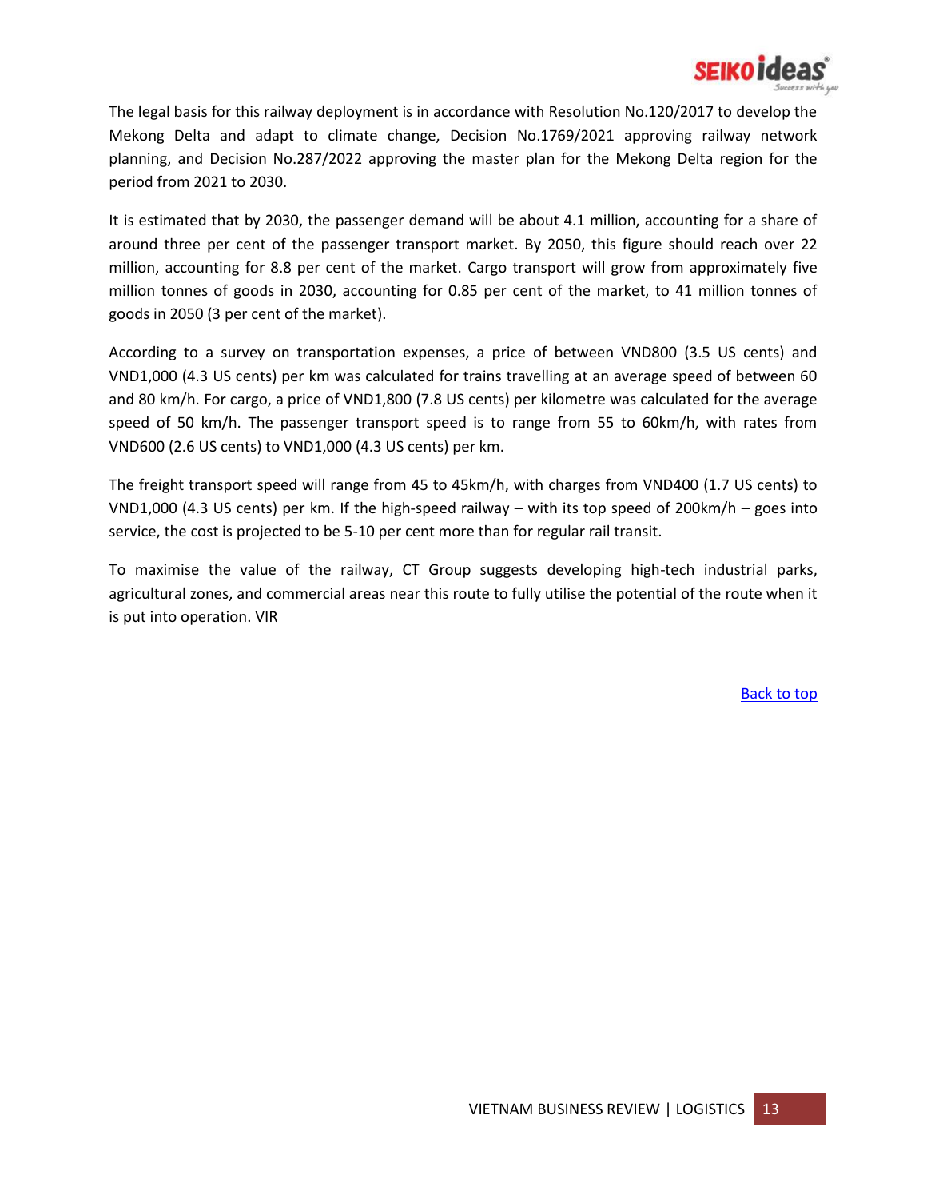The legal basis for this railway deployment is in accordance with Resolution No.120/2017 to develop the Mekong Delta and adapt to climate change, Decision No.1769/2021 approving railway network planning, and Decision No.287/2022 approving the master plan for the Mekong Delta region for the period from 2021 to 2030.

It is estimated that by 2030, the passenger demand will be about 4.1 million, accounting for a share of around three per cent of the passenger transport market. By 2050, this figure should reach over 22 million, accounting for 8.8 per cent of the market. Cargo transport will grow from approximately five million tonnes of goods in 2030, accounting for 0.85 per cent of the market, to 41 million tonnes of goods in 2050 (3 per cent of the market).

According to a survey on transportation expenses, a price of between VND800 (3.5 US cents) and VND1,000 (4.3 US cents) per km was calculated for trains travelling at an average speed of between 60 and 80 km/h. For cargo, a price of VND1,800 (7.8 US cents) per kilometre was calculated for the average speed of 50 km/h. The passenger transport speed is to range from 55 to 60km/h, with rates from VND600 (2.6 US cents) to VND1,000 (4.3 US cents) per km.

The freight transport speed will range from 45 to 45km/h, with charges from VND400 (1.7 US cents) to VND1,000 (4.3 US cents) per km. If the high-speed railway – with its top speed of 200km/h – goes into service, the cost is projected to be 5-10 per cent more than for regular rail transit.

To maximise the value of the railway, CT Group suggests developing high-tech industrial parks, agricultural zones, and commercial areas near this route to fully utilise the potential of the route when it is put into operation. VIR

Back to top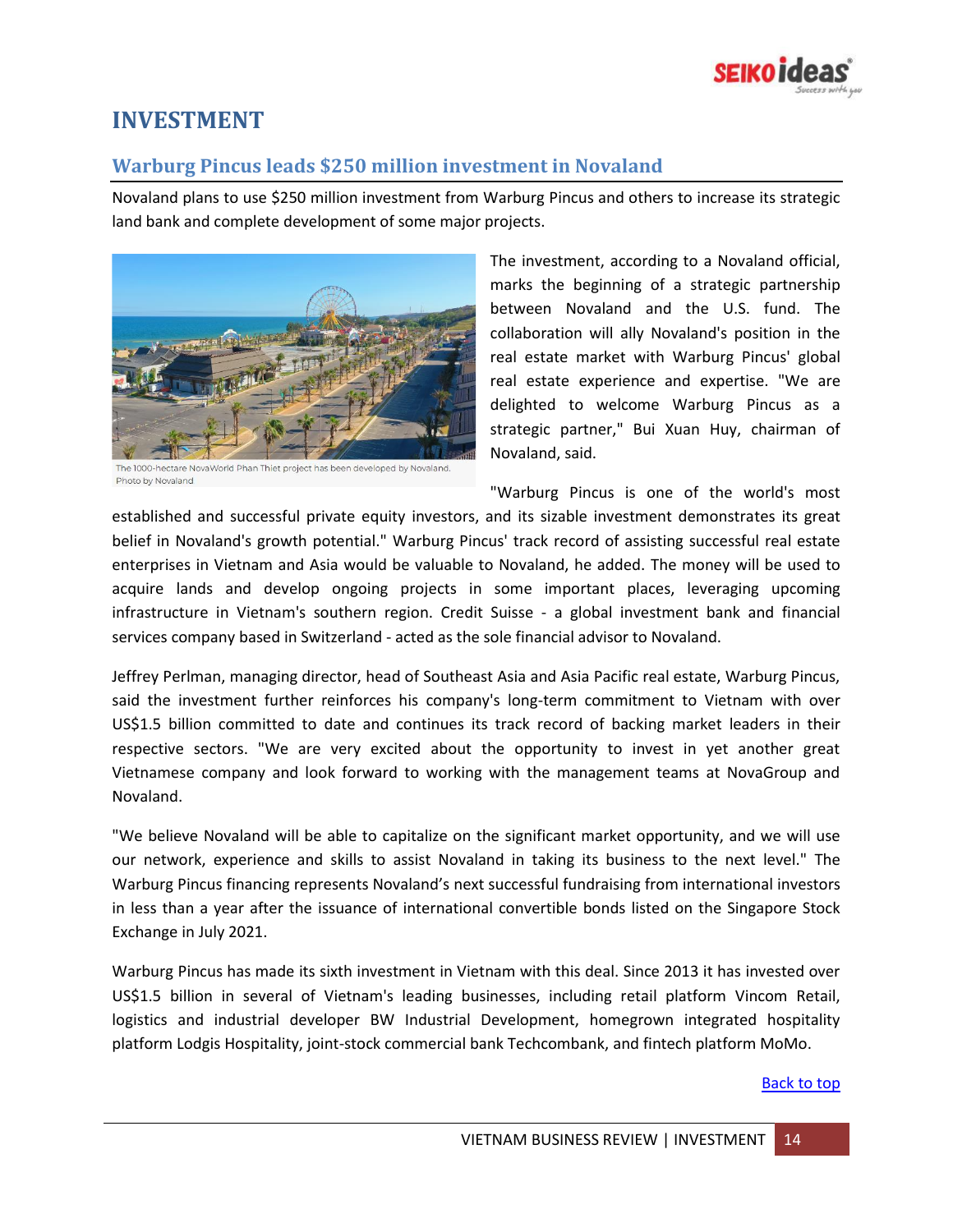# INVESTMENT

## Warburg Pincus leads $250 million investment in Novaland

Novaland plans to use $250 million investment from Warburg Pincus and others to increase its strategic land bank and complete development of some major projects.

The 1000-hectare NovaWorld Phan Thiet project has been developed by Novaland. Photo by Novaland

The investment, according to a Novaland official, marks the beginning of a strategic partnership between Novaland and the U.S. fund. The collaboration will ally Novaland's position in the real estate market with Warburg Pincus' global real estate experience and expertise. "We are delighted to welcome Warburg Pincus as a strategic partner," Bui Xuan Huy, chairman of Novaland, said.

"Warburg Pincus is one of the world's most established and successful private equity investors, and its sizable investment demonstrates its great belief in Novaland's growth potential." Warburg Pincus' track record of assisting successful real estate enterprises in Vietnam and Asia would be valuable to Novaland, he added. The money will be used to acquire lands and develop ongoing projects in some important places, leveraging upcoming infrastructure in Vietnam's southern region. Credit Suisse - a global investment bank and financial services company based in Switzerland - acted as the sole financial advisor to Novaland.

Jeffrey Perlman, managing director, head of Southeast Asia and Asia Pacific real estate, Warburg Pincus, said the investment further reinforces his company's long-term commitment to Vietnam with over US$1.5 billion committed to date and continues its track record of backing market leaders in their respective sectors. "We are very excited about the opportunity to invest in yet another great Vietnamese company and look forward to working with the management teams at NovaGroup and Novaland.

"We believe Novaland will be able to capitalize on the significant market opportunity, and we will use our network, experience and skills to assist Novaland in taking its business to the next level." The Warburg Pincus financing represents Novaland’s next successful fundraising from international investors in less than a year after the issuance of international convertible bonds listed on the Singapore Stock Exchange in July 2021.

Warburg Pincus has made its sixth investment in Vietnam with this deal. Since 2013 it has invested over US$1.5 billion in several of Vietnam's leading businesses, including retail platform Vincom Retail, logistics and industrial developer BW Industrial Development, homegrown integrated hospitality platform Lodgis Hospitality, joint-stock commercial bank Techcombank, and fintech platform MoMo.

Back to top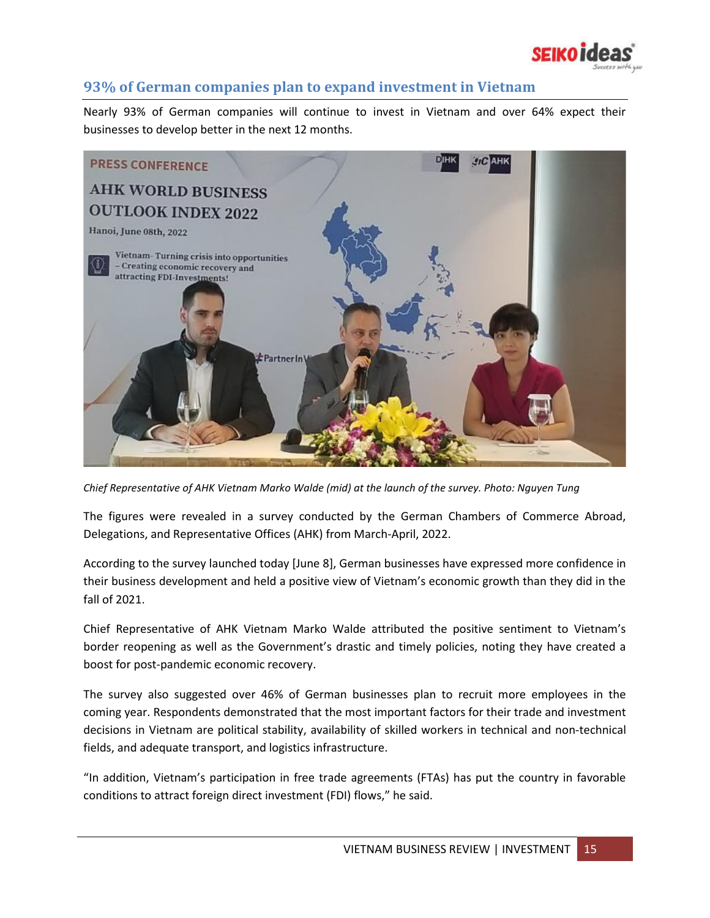## 93% of German companies plan to expand investment in Vietnam

Nearly 93% of German companies will continue to invest in Vietnam and over 64% expect their businesses to develop better in the next 12 months.

*Chief Representative of AHK Vietnam Marko Walde (mid) at the launch of the survey. Photo: Nguyen Tung*

The figures were revealed in a survey conducted by the German Chambers of Commerce Abroad, Delegations, and Representative Offices (AHK) from March-April, 2022.

According to the survey launched today [June 8], German businesses have expressed more confidence in their business development and held a positive view of Vietnam's economic growth than they did in the fall of 2021.

Chief Representative of AHK Vietnam Marko Walde attributed the positive sentiment to Vietnam's border reopening as well as the Government's drastic and timely policies, noting they have created a boost for post-pandemic economic recovery.

The survey also suggested over 46% of German businesses plan to recruit more employees in the coming year. Respondents demonstrated that the most important factors for their trade and investment decisions in Vietnam are political stability, availability of skilled workers in technical and non-technical fields, and adequate transport, and logistics infrastructure.

"In addition, Vietnam's participation in free trade agreements (FTAs) has put the country in favorable conditions to attract foreign direct investment (FDI) flows," he said.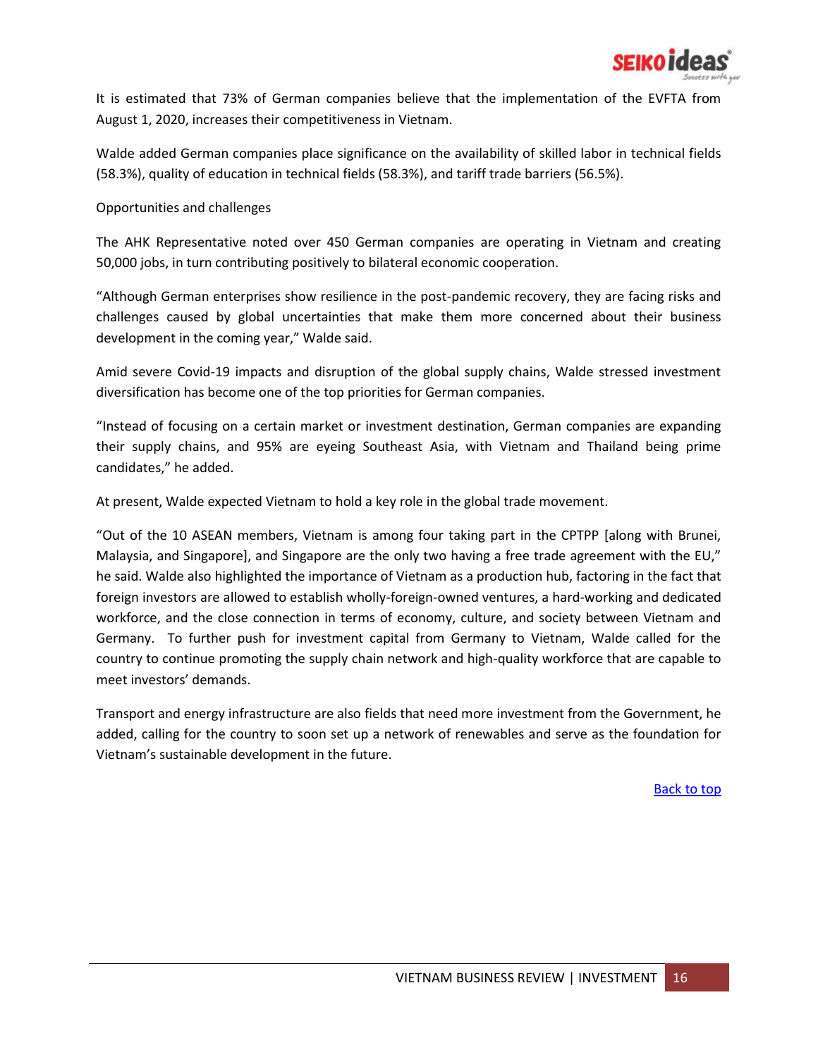It is estimated that 73% of German companies believe that the implementation of the EVFTA from August 1, 2020, increases their competitiveness in Vietnam.

Walde added German companies place significance on the availability of skilled labor in technical fields (58.3%), quality of education in technical fields (58.3%), and tariff trade barriers (56.5%).

Opportunities and challenges

The AHK Representative noted over 450 German companies are operating in Vietnam and creating 50,000 jobs, in turn contributing positively to bilateral economic cooperation.

"Although German enterprises show resilience in the post-pandemic recovery, they are facing risks and challenges caused by global uncertainties that make them more concerned about their business development in the coming year," Walde said.

Amid severe Covid-19 impacts and disruption of the global supply chains, Walde stressed investment diversification has become one of the top priorities for German companies.

"Instead of focusing on a certain market or investment destination, German companies are expanding their supply chains, and 95% are eyeing Southeast Asia, with Vietnam and Thailand being prime candidates," he added.

At present, Walde expected Vietnam to hold a key role in the global trade movement.

"Out of the 10 ASEAN members, Vietnam is among four taking part in the CPTPP [along with Brunei, Malaysia, and Singapore], and Singapore are the only two having a free trade agreement with the EU," he said. Walde also highlighted the importance of Vietnam as a production hub, factoring in the fact that foreign investors are allowed to establish wholly-foreign-owned ventures, a hard-working and dedicated workforce, and the close connection in terms of economy, culture, and society between Vietnam and Germany. To further push for investment capital from Germany to Vietnam, Walde called for the country to continue promoting the supply chain network and high-quality workforce that are capable to meet investors' demands.

Transport and energy infrastructure are also fields that need more investment from the Government, he added, calling for the country to soon set up a network of renewables and serve as the foundation for Vietnam's sustainable development in the future.

Back to top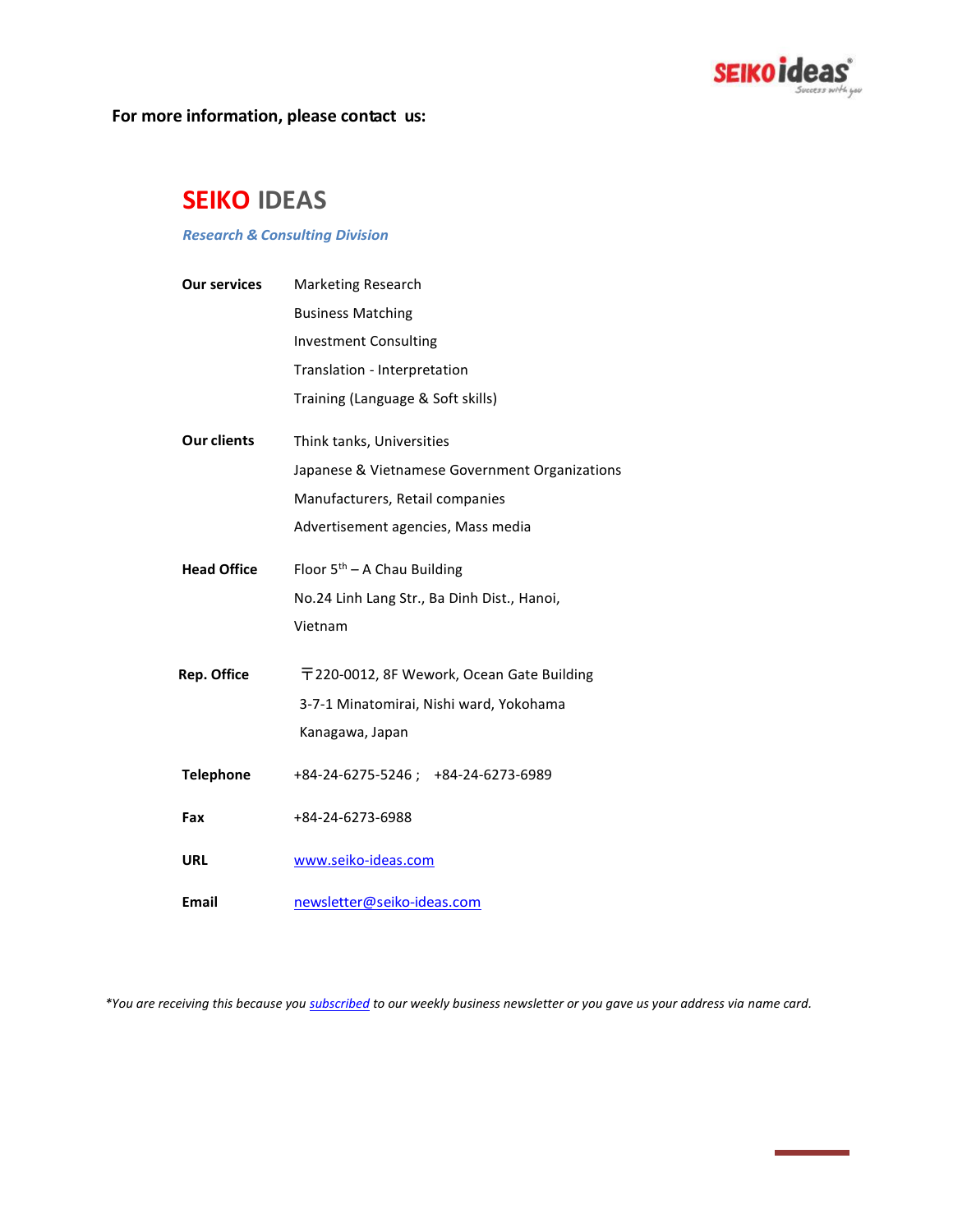**For more information, please contact us:**

## SEIKO IDEAS

***Research & Consulting Division***

| | |
|---|---|
| **Our services** | Marketing Research<br>Business Matching<br>Investment Consulting<br>Translation - Interpretation<br>Training (Language & Soft skills) |
| **Our clients** | Think tanks, Universities<br>Japanese & Vietnamese Government Organizations<br>Manufacturers, Retail companies<br>Advertisement agencies, Mass media |
| **Head Office** | Floor 5th – A Chau Building<br>No.24 Linh Lang Str., Ba Dinh Dist., Hanoi,<br>Vietnam |
| **Rep. Office** | 〒220-0012, 8F Wework, Ocean Gate Building<br>3-7-1 Minatomirai, Nishi ward, Yokohama<br>Kanagawa, Japan |
| **Telephone** | +84-24-6275-5246 ; +84-24-6273-6989 |
| **Fax** | +84-24-6273-6988 |
| **URL** | www.seiko-ideas.com |
| **Email** | newsletter@seiko-ideas.com |

*\*You are receiving this because you subscribed to our weekly business newsletter or you gave us your address via name card.*